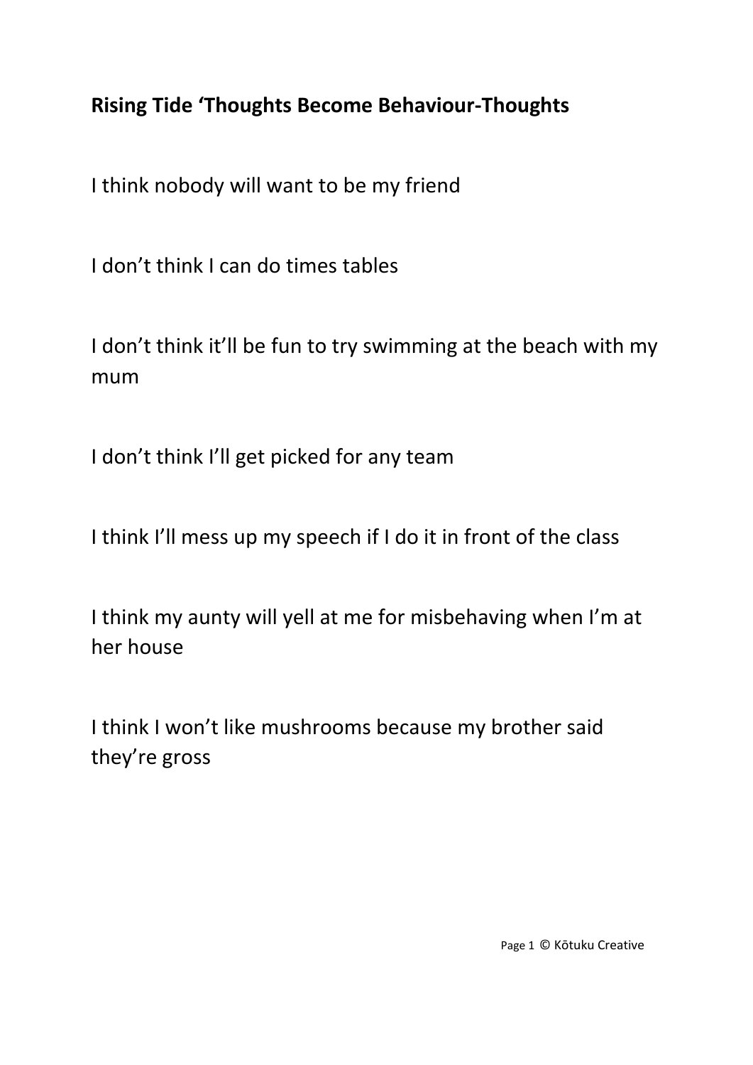**Rising Tide ‘Thoughts Become Behaviour-Thoughts**

I think nobody will want to be my friend

I don’t think I can do times tables

I don’t think it’ll be fun to try swimming at the beach with my mum

I don’t think I’ll get picked for any team

I think I’ll mess up my speech if I do it in front of the class

I think my aunty will yell at me for misbehaving when I’m at her house

I think I won’t like mushrooms because my brother said they’re gross

© Kōtuku Creative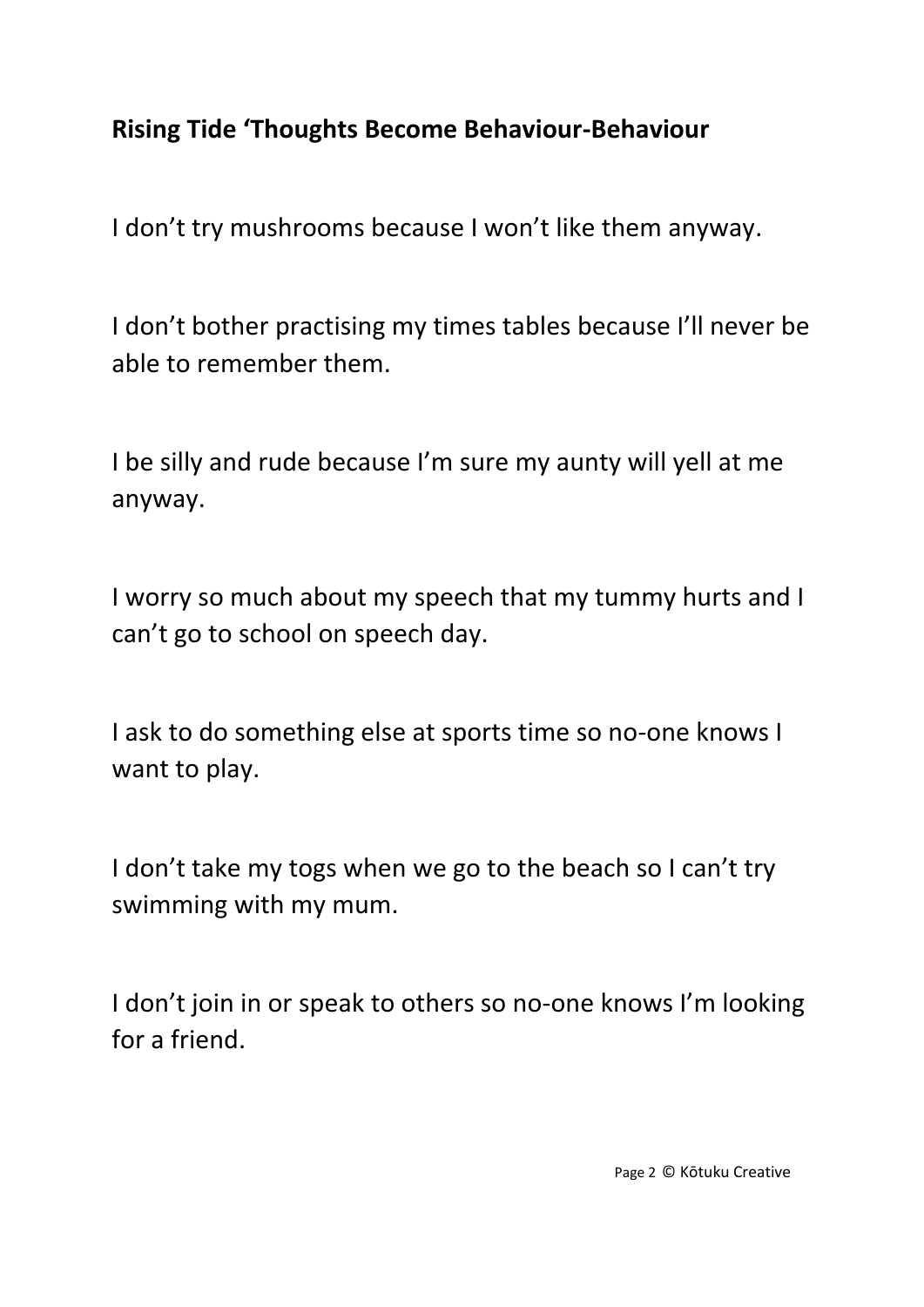**Rising Tide 'Thoughts Become Behaviour-Behaviour**

I don't try mushrooms because I won't like them anyway.

I don't bother practising my times tables because I'll never be able to remember them.

I be silly and rude because I'm sure my aunty will yell at me anyway.

I worry so much about my speech that my tummy hurts and I can't go to school on speech day.

I ask to do something else at sports time so no-one knows I want to play.

I don't take my togs when we go to the beach so I can't try swimming with my mum.

I don't join in or speak to others so no-one knows I'm looking for a friend.

© Kōtuku Creative